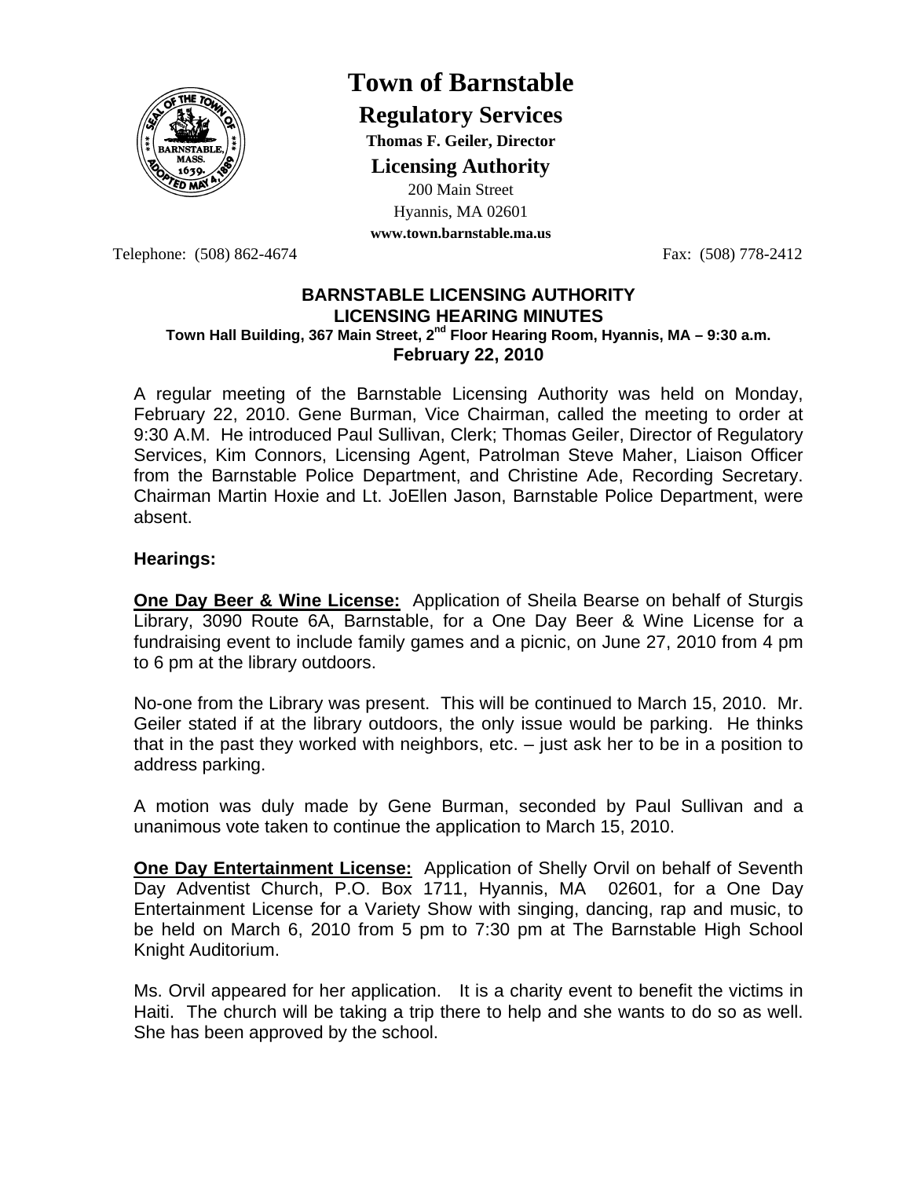# Town of Barnstable

## Regulatory Services

**Thomas F. Geiler, Director**

**Licensing Authority**

200 Main Street
Hyannis, MA 02601
**www.town.barnstable.ma.us**

Telephone: (508) 862-4674 Fax: (508) 778-2412

**BARNSTABLE LICENSING AUTHORITY**
**LICENSING HEARING MINUTES**
**Town Hall Building, 367 Main Street, 2nd Floor Hearing Room, Hyannis, MA – 9:30 a.m.**
**February 22, 2010**

A regular meeting of the Barnstable Licensing Authority was held on Monday, February 22, 2010. Gene Burman, Vice Chairman, called the meeting to order at 9:30 A.M. He introduced Paul Sullivan, Clerk; Thomas Geiler, Director of Regulatory Services, Kim Connors, Licensing Agent, Patrolman Steve Maher, Liaison Officer from the Barnstable Police Department, and Christine Ade, Recording Secretary. Chairman Martin Hoxie and Lt. JoEllen Jason, Barnstable Police Department, were absent.

**Hearings:**

**One Day Beer & Wine License:** Application of Sheila Bearse on behalf of Sturgis Library, 3090 Route 6A, Barnstable, for a One Day Beer & Wine License for a fundraising event to include family games and a picnic, on June 27, 2010 from 4 pm to 6 pm at the library outdoors.

No-one from the Library was present. This will be continued to March 15, 2010. Mr. Geiler stated if at the library outdoors, the only issue would be parking. He thinks that in the past they worked with neighbors, etc. – just ask her to be in a position to address parking.

A motion was duly made by Gene Burman, seconded by Paul Sullivan and a unanimous vote taken to continue the application to March 15, 2010.

**One Day Entertainment License:** Application of Shelly Orvil on behalf of Seventh Day Adventist Church, P.O. Box 1711, Hyannis, MA 02601, for a One Day Entertainment License for a Variety Show with singing, dancing, rap and music, to be held on March 6, 2010 from 5 pm to 7:30 pm at The Barnstable High School Knight Auditorium.

Ms. Orvil appeared for her application. It is a charity event to benefit the victims in Haiti. The church will be taking a trip there to help and she wants to do so as well. She has been approved by the school.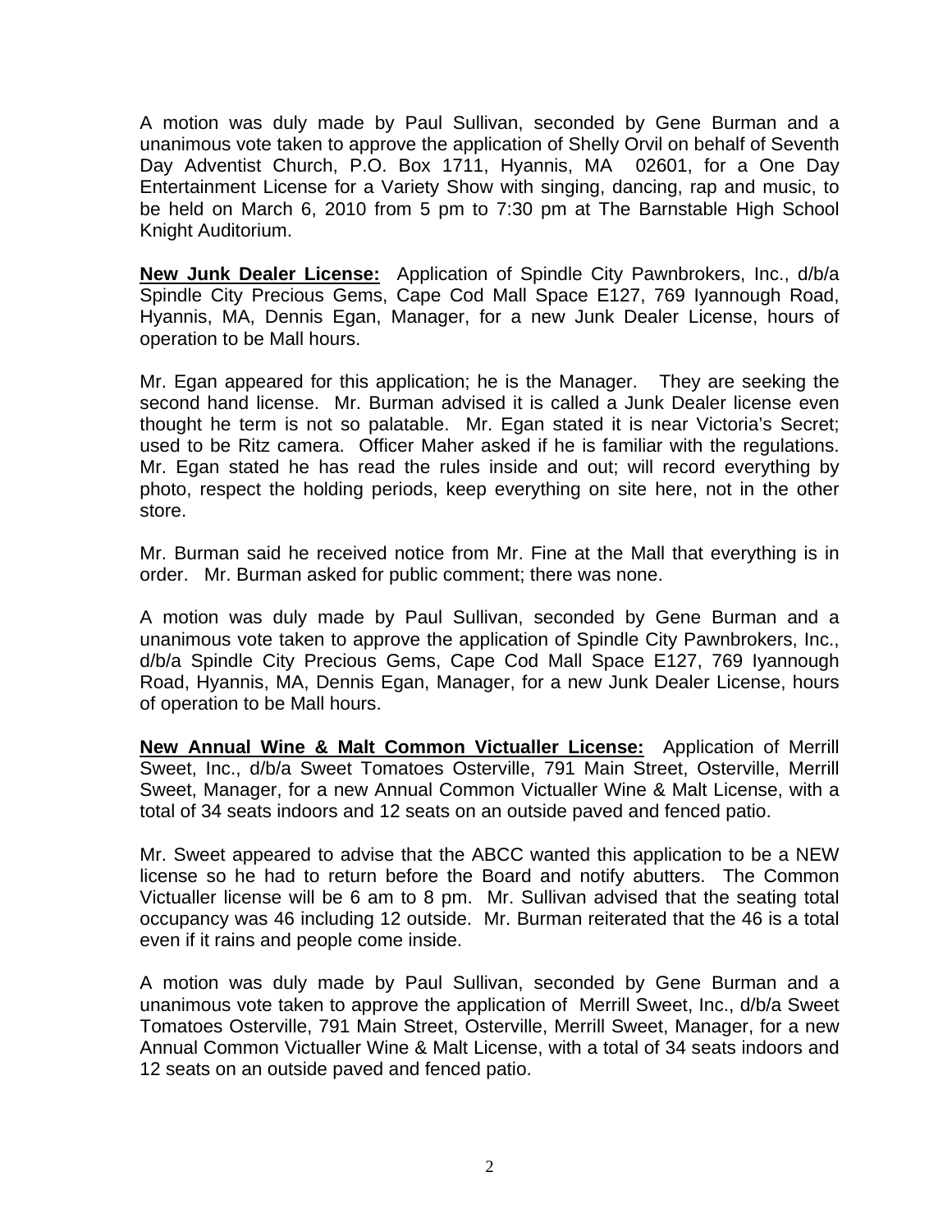A motion was duly made by Paul Sullivan, seconded by Gene Burman and a unanimous vote taken to approve the application of Shelly Orvil on behalf of Seventh Day Adventist Church, P.O. Box 1711, Hyannis, MA 02601, for a One Day Entertainment License for a Variety Show with singing, dancing, rap and music, to be held on March 6, 2010 from 5 pm to 7:30 pm at The Barnstable High School Knight Auditorium.

**New Junk Dealer License:** Application of Spindle City Pawnbrokers, Inc., d/b/a Spindle City Precious Gems, Cape Cod Mall Space E127, 769 Iyannough Road, Hyannis, MA, Dennis Egan, Manager, for a new Junk Dealer License, hours of operation to be Mall hours.

Mr. Egan appeared for this application; he is the Manager. They are seeking the second hand license. Mr. Burman advised it is called a Junk Dealer license even thought he term is not so palatable. Mr. Egan stated it is near Victoria's Secret; used to be Ritz camera. Officer Maher asked if he is familiar with the regulations. Mr. Egan stated he has read the rules inside and out; will record everything by photo, respect the holding periods, keep everything on site here, not in the other store.

Mr. Burman said he received notice from Mr. Fine at the Mall that everything is in order. Mr. Burman asked for public comment; there was none.

A motion was duly made by Paul Sullivan, seconded by Gene Burman and a unanimous vote taken to approve the application of Spindle City Pawnbrokers, Inc., d/b/a Spindle City Precious Gems, Cape Cod Mall Space E127, 769 Iyannough Road, Hyannis, MA, Dennis Egan, Manager, for a new Junk Dealer License, hours of operation to be Mall hours.

**New Annual Wine & Malt Common Victualler License:** Application of Merrill Sweet, Inc., d/b/a Sweet Tomatoes Osterville, 791 Main Street, Osterville, Merrill Sweet, Manager, for a new Annual Common Victualler Wine & Malt License, with a total of 34 seats indoors and 12 seats on an outside paved and fenced patio.

Mr. Sweet appeared to advise that the ABCC wanted this application to be a NEW license so he had to return before the Board and notify abutters. The Common Victualler license will be 6 am to 8 pm. Mr. Sullivan advised that the seating total occupancy was 46 including 12 outside. Mr. Burman reiterated that the 46 is a total even if it rains and people come inside.

A motion was duly made by Paul Sullivan, seconded by Gene Burman and a unanimous vote taken to approve the application of Merrill Sweet, Inc., d/b/a Sweet Tomatoes Osterville, 791 Main Street, Osterville, Merrill Sweet, Manager, for a new Annual Common Victualler Wine & Malt License, with a total of 34 seats indoors and 12 seats on an outside paved and fenced patio.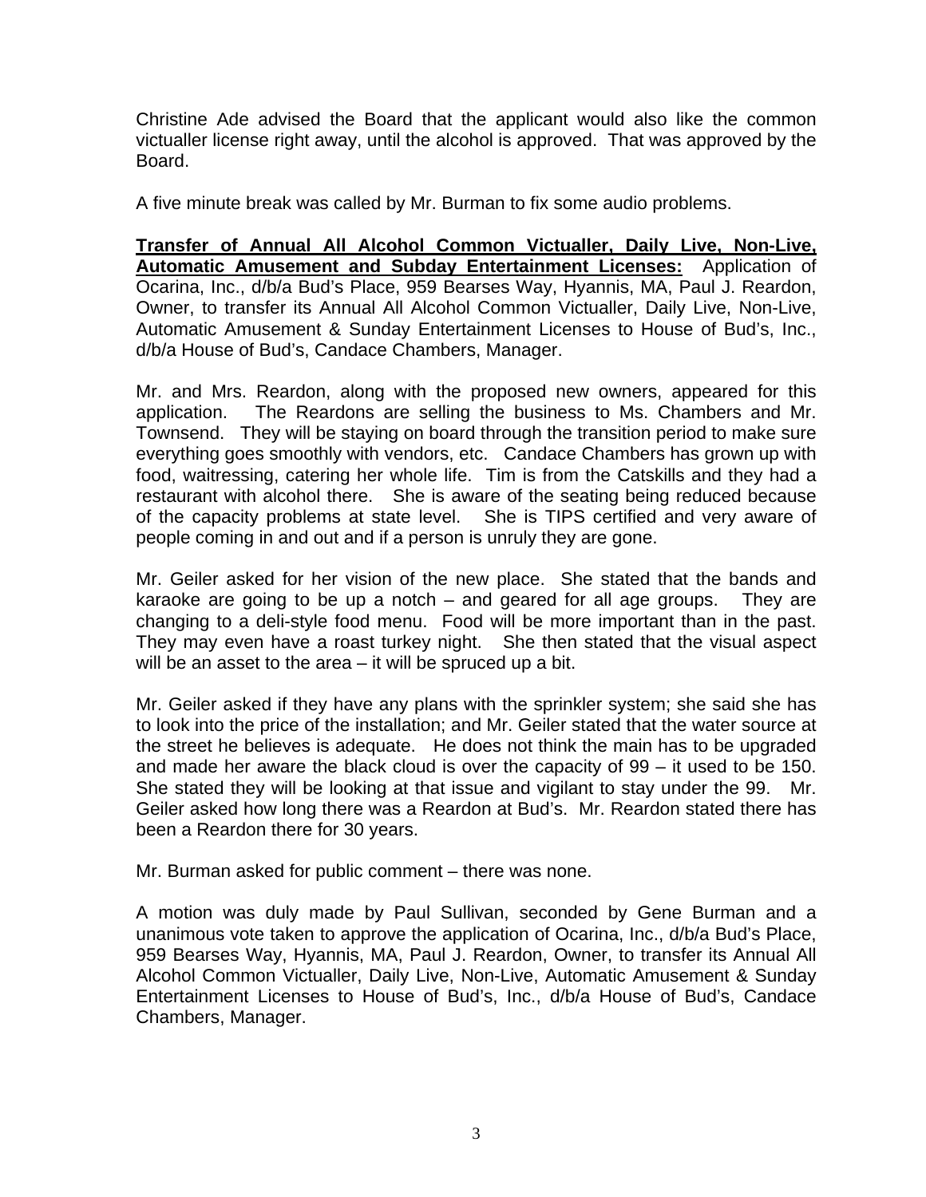Christine Ade advised the Board that the applicant would also like the common victualler license right away, until the alcohol is approved. That was approved by the Board.

A five minute break was called by Mr. Burman to fix some audio problems.

**Transfer of Annual All Alcohol Common Victualler, Daily Live, Non-Live, Automatic Amusement and Subday Entertainment Licenses:** Application of Ocarina, Inc., d/b/a Bud's Place, 959 Bearses Way, Hyannis, MA, Paul J. Reardon, Owner, to transfer its Annual All Alcohol Common Victualler, Daily Live, Non-Live, Automatic Amusement & Sunday Entertainment Licenses to House of Bud's, Inc., d/b/a House of Bud's, Candace Chambers, Manager.

Mr. and Mrs. Reardon, along with the proposed new owners, appeared for this application. The Reardons are selling the business to Ms. Chambers and Mr. Townsend. They will be staying on board through the transition period to make sure everything goes smoothly with vendors, etc. Candace Chambers has grown up with food, waitressing, catering her whole life. Tim is from the Catskills and they had a restaurant with alcohol there. She is aware of the seating being reduced because of the capacity problems at state level. She is TIPS certified and very aware of people coming in and out and if a person is unruly they are gone.

Mr. Geiler asked for her vision of the new place. She stated that the bands and karaoke are going to be up a notch – and geared for all age groups. They are changing to a deli-style food menu. Food will be more important than in the past. They may even have a roast turkey night. She then stated that the visual aspect will be an asset to the area – it will be spruced up a bit.

Mr. Geiler asked if they have any plans with the sprinkler system; she said she has to look into the price of the installation; and Mr. Geiler stated that the water source at the street he believes is adequate. He does not think the main has to be upgraded and made her aware the black cloud is over the capacity of 99 – it used to be 150. She stated they will be looking at that issue and vigilant to stay under the 99. Mr. Geiler asked how long there was a Reardon at Bud's. Mr. Reardon stated there has been a Reardon there for 30 years.

Mr. Burman asked for public comment – there was none.

A motion was duly made by Paul Sullivan, seconded by Gene Burman and a unanimous vote taken to approve the application of Ocarina, Inc., d/b/a Bud's Place, 959 Bearses Way, Hyannis, MA, Paul J. Reardon, Owner, to transfer its Annual All Alcohol Common Victualler, Daily Live, Non-Live, Automatic Amusement & Sunday Entertainment Licenses to House of Bud's, Inc., d/b/a House of Bud's, Candace Chambers, Manager.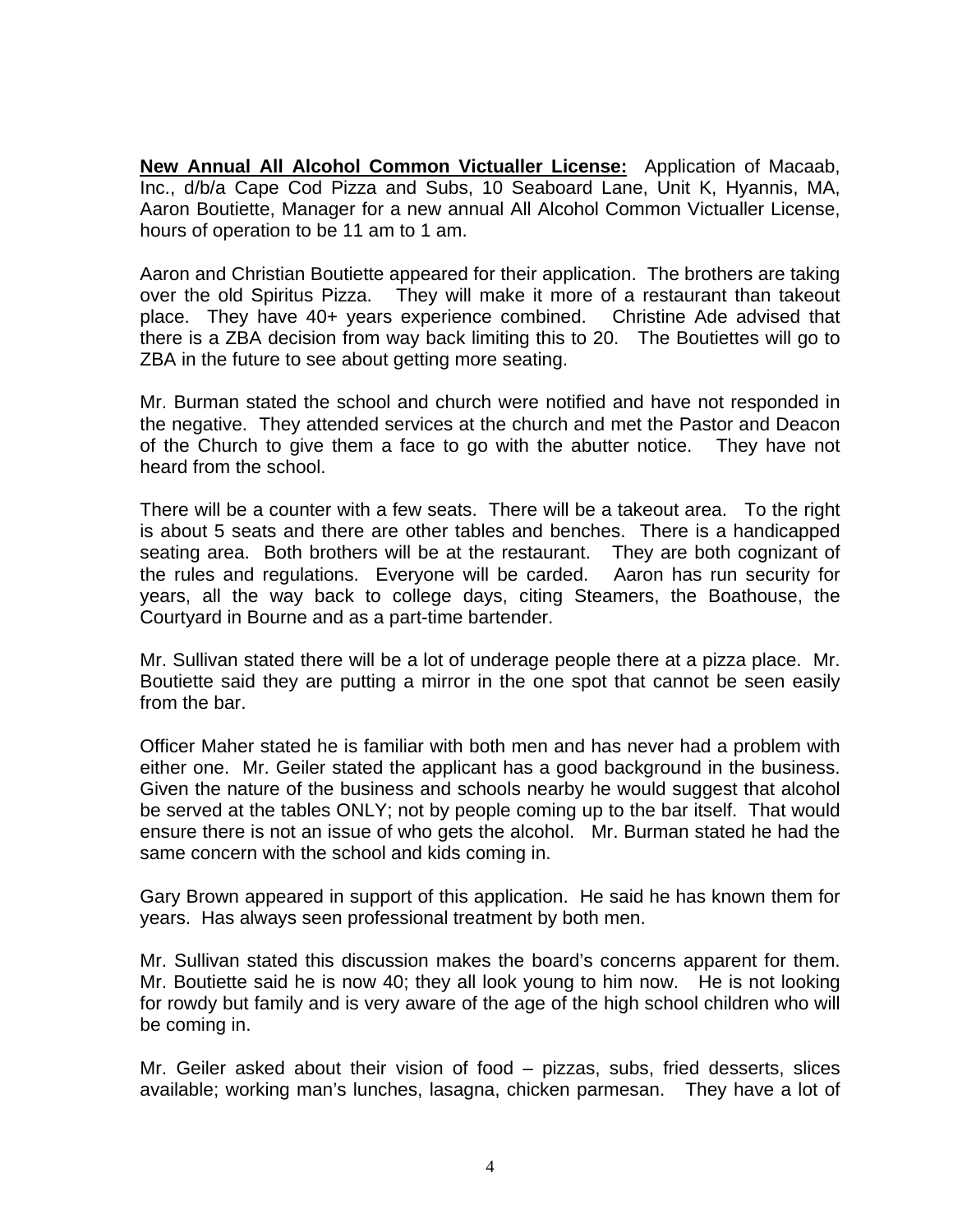**New Annual All Alcohol Common Victualler License:** Application of Macaab, Inc., d/b/a Cape Cod Pizza and Subs, 10 Seaboard Lane, Unit K, Hyannis, MA, Aaron Boutiette, Manager for a new annual All Alcohol Common Victualler License, hours of operation to be 11 am to 1 am.

Aaron and Christian Boutiette appeared for their application. The brothers are taking over the old Spiritus Pizza. They will make it more of a restaurant than takeout place. They have 40+ years experience combined. Christine Ade advised that there is a ZBA decision from way back limiting this to 20. The Boutiettes will go to ZBA in the future to see about getting more seating.

Mr. Burman stated the school and church were notified and have not responded in the negative. They attended services at the church and met the Pastor and Deacon of the Church to give them a face to go with the abutter notice. They have not heard from the school.

There will be a counter with a few seats. There will be a takeout area. To the right is about 5 seats and there are other tables and benches. There is a handicapped seating area. Both brothers will be at the restaurant. They are both cognizant of the rules and regulations. Everyone will be carded. Aaron has run security for years, all the way back to college days, citing Steamers, the Boathouse, the Courtyard in Bourne and as a part-time bartender.

Mr. Sullivan stated there will be a lot of underage people there at a pizza place. Mr. Boutiette said they are putting a mirror in the one spot that cannot be seen easily from the bar.

Officer Maher stated he is familiar with both men and has never had a problem with either one. Mr. Geiler stated the applicant has a good background in the business. Given the nature of the business and schools nearby he would suggest that alcohol be served at the tables ONLY; not by people coming up to the bar itself. That would ensure there is not an issue of who gets the alcohol. Mr. Burman stated he had the same concern with the school and kids coming in.

Gary Brown appeared in support of this application. He said he has known them for years. Has always seen professional treatment by both men.

Mr. Sullivan stated this discussion makes the board's concerns apparent for them. Mr. Boutiette said he is now 40; they all look young to him now. He is not looking for rowdy but family and is very aware of the age of the high school children who will be coming in.

Mr. Geiler asked about their vision of food – pizzas, subs, fried desserts, slices available; working man's lunches, lasagna, chicken parmesan. They have a lot of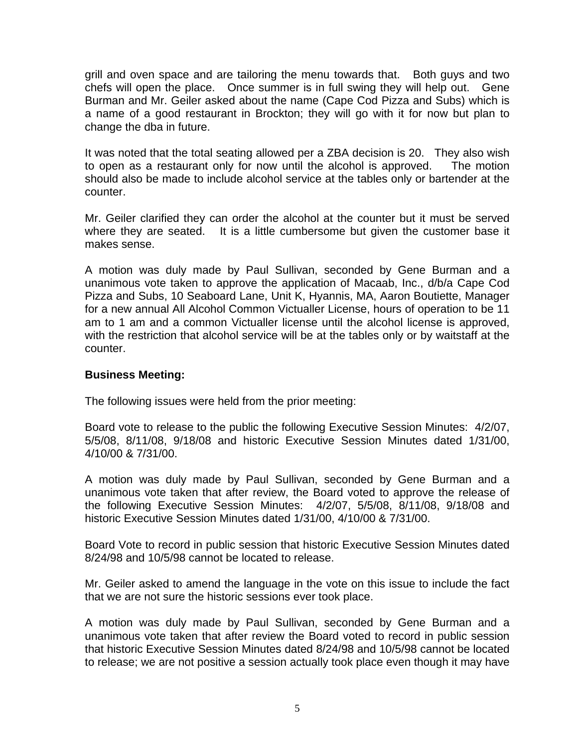grill and oven space and are tailoring the menu towards that. Both guys and two chefs will open the place. Once summer is in full swing they will help out. Gene Burman and Mr. Geiler asked about the name (Cape Cod Pizza and Subs) which is a name of a good restaurant in Brockton; they will go with it for now but plan to change the dba in future.

It was noted that the total seating allowed per a ZBA decision is 20. They also wish to open as a restaurant only for now until the alcohol is approved. The motion should also be made to include alcohol service at the tables only or bartender at the counter.

Mr. Geiler clarified they can order the alcohol at the counter but it must be served where they are seated. It is a little cumbersome but given the customer base it makes sense.

A motion was duly made by Paul Sullivan, seconded by Gene Burman and a unanimous vote taken to approve the application of Macaab, Inc., d/b/a Cape Cod Pizza and Subs, 10 Seaboard Lane, Unit K, Hyannis, MA, Aaron Boutiette, Manager for a new annual All Alcohol Common Victualler License, hours of operation to be 11 am to 1 am and a common Victualler license until the alcohol license is approved, with the restriction that alcohol service will be at the tables only or by waitstaff at the counter.

**Business Meeting:**

The following issues were held from the prior meeting:

Board vote to release to the public the following Executive Session Minutes: 4/2/07, 5/5/08, 8/11/08, 9/18/08 and historic Executive Session Minutes dated 1/31/00, 4/10/00 & 7/31/00.

A motion was duly made by Paul Sullivan, seconded by Gene Burman and a unanimous vote taken that after review, the Board voted to approve the release of the following Executive Session Minutes: 4/2/07, 5/5/08, 8/11/08, 9/18/08 and historic Executive Session Minutes dated 1/31/00, 4/10/00 & 7/31/00.

Board Vote to record in public session that historic Executive Session Minutes dated 8/24/98 and 10/5/98 cannot be located to release.

Mr. Geiler asked to amend the language in the vote on this issue to include the fact that we are not sure the historic sessions ever took place.

A motion was duly made by Paul Sullivan, seconded by Gene Burman and a unanimous vote taken that after review the Board voted to record in public session that historic Executive Session Minutes dated 8/24/98 and 10/5/98 cannot be located to release; we are not positive a session actually took place even though it may have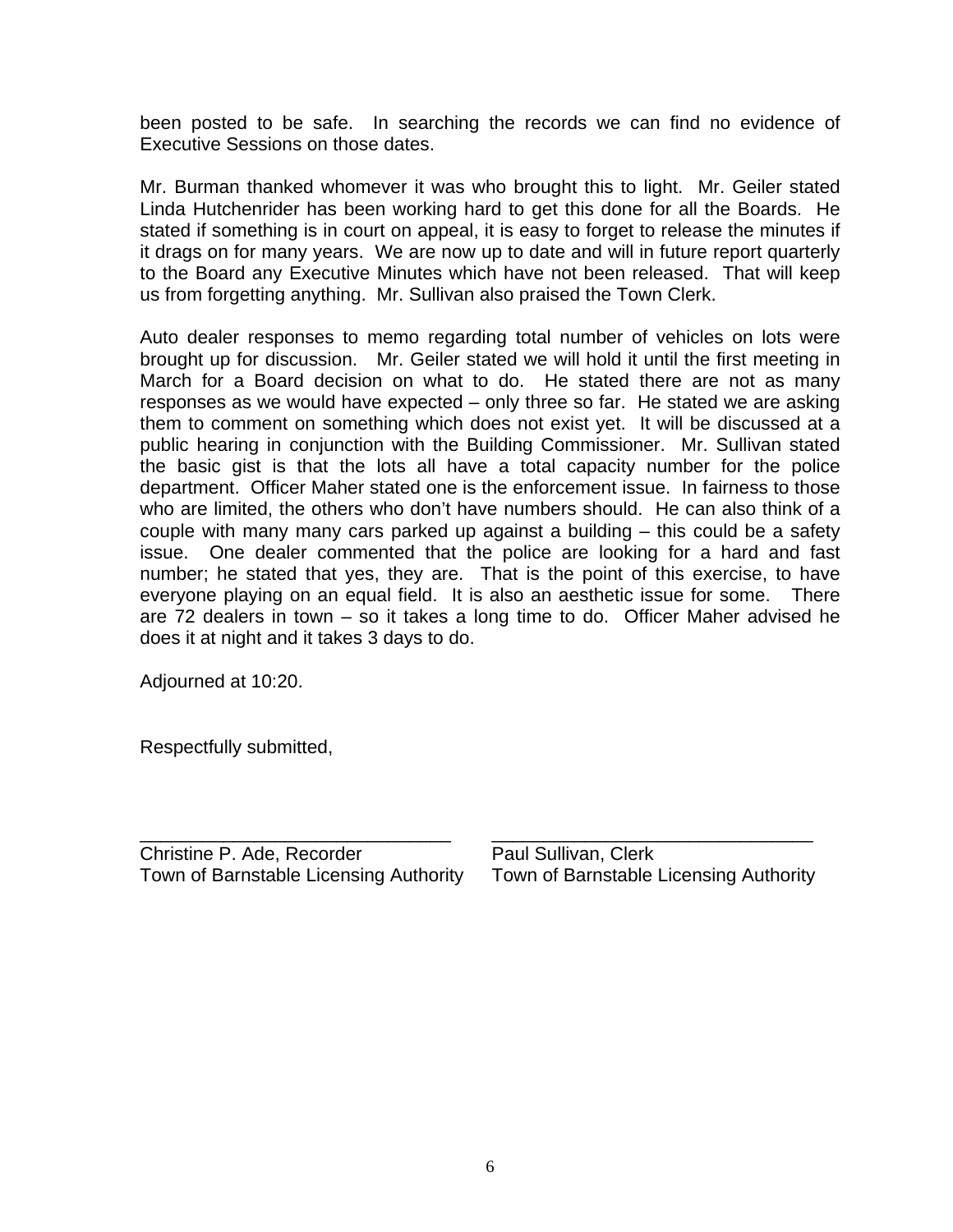been posted to be safe. In searching the records we can find no evidence of Executive Sessions on those dates.

Mr. Burman thanked whomever it was who brought this to light. Mr. Geiler stated Linda Hutchenrider has been working hard to get this done for all the Boards. He stated if something is in court on appeal, it is easy to forget to release the minutes if it drags on for many years. We are now up to date and will in future report quarterly to the Board any Executive Minutes which have not been released. That will keep us from forgetting anything. Mr. Sullivan also praised the Town Clerk.

Auto dealer responses to memo regarding total number of vehicles on lots were brought up for discussion. Mr. Geiler stated we will hold it until the first meeting in March for a Board decision on what to do. He stated there are not as many responses as we would have expected – only three so far. He stated we are asking them to comment on something which does not exist yet. It will be discussed at a public hearing in conjunction with the Building Commissioner. Mr. Sullivan stated the basic gist is that the lots all have a total capacity number for the police department. Officer Maher stated one is the enforcement issue. In fairness to those who are limited, the others who don't have numbers should. He can also think of a couple with many many cars parked up against a building – this could be a safety issue. One dealer commented that the police are looking for a hard and fast number; he stated that yes, they are. That is the point of this exercise, to have everyone playing on an equal field. It is also an aesthetic issue for some. There are 72 dealers in town – so it takes a long time to do. Officer Maher advised he does it at night and it takes 3 days to do.

Adjourned at 10:20.

Respectfully submitted,

_______________________________ _______________________________

Christine P. Ade, Recorder
Town of Barnstable Licensing Authority

Paul Sullivan, Clerk
Town of Barnstable Licensing Authority